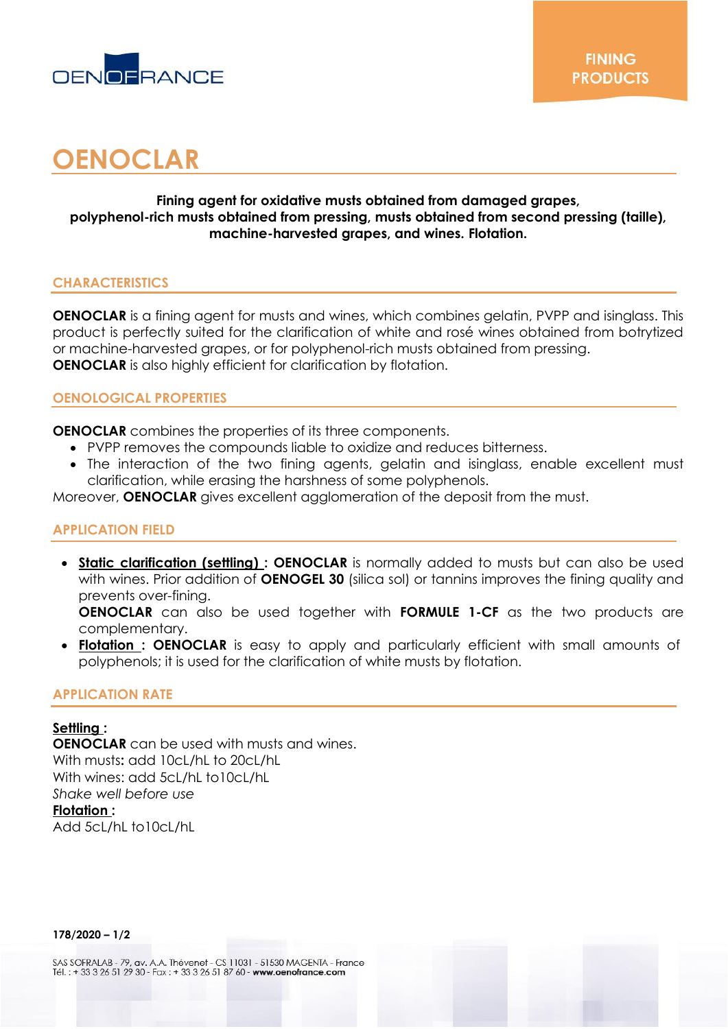FINING PRODUCTS

# OENOCLAR

**Fining agent for oxidative musts obtained from damaged grapes, polyphenol-rich musts obtained from pressing, musts obtained from second pressing (taille), machine-harvested grapes, and wines. Flotation.**

## CHARACTERISTICS

**OENOCLAR** is a fining agent for musts and wines, which combines gelatin, PVPP and isinglass. This product is perfectly suited for the clarification of white and rosé wines obtained from botrytized or machine-harvested grapes, or for polyphenol-rich musts obtained from pressing.
**OENOCLAR** is also highly efficient for clarification by flotation.

## OENOLOGICAL PROPERTIES

**OENOCLAR** combines the properties of its three components.

- PVPP removes the compounds liable to oxidize and reduces bitterness.
- The interaction of the two fining agents, gelatin and isinglass, enable excellent must clarification, while erasing the harshness of some polyphenols.

Moreover, **OENOCLAR** gives excellent agglomeration of the deposit from the must.

## APPLICATION FIELD

- **Static clarification (settling) : OENOCLAR** is normally added to musts but can also be used with wines. Prior addition of **OENOGEL 30** (silica sol) or tannins improves the fining quality and prevents over-fining.
  **OENOCLAR** can also be used together with **FORMULE 1-CF** as the two products are complementary.
- **Flotation : OENOCLAR** is easy to apply and particularly efficient with small amounts of polyphenols; it is used for the clarification of white musts by flotation.

## APPLICATION RATE

**Settling :**
**OENOCLAR** can be used with musts and wines.
With musts**:** add 10cL/hL to 20cL/hL
With wines: add 5cL/hL to10cL/hL
*Shake well before use*
**Flotation :**
Add 5cL/hL to10cL/hL

178/2020 – 1/2

SAS SOFRALAB - 79, av. A.A. Thévenet - CS 11031 - 51530 MAGENTA - France
Tél. : + 33 3 26 51 29 30 - Fax : + 33 3 26 51 87 60 - **www.oenofrance.com**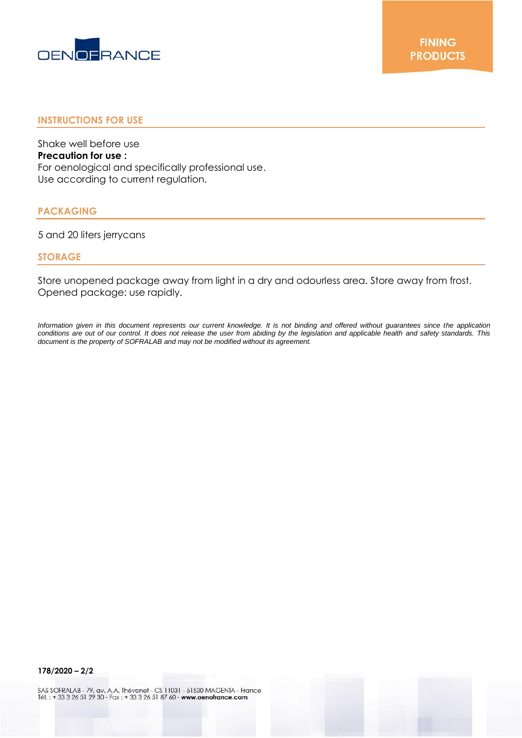## INSTRUCTIONS FOR USE

Shake well before use
**Precaution for use :**
For oenological and specifically professional use.
Use according to current regulation.

## PACKAGING

5 and 20 liters jerrycans

## STORAGE

Store unopened package away from light in a dry and odourless area. Store away from frost.
Opened package: use rapidly.

*Information given in this document represents our current knowledge. It is not binding and offered without guarantees since the application conditions are out of our control. It does not release the user from abiding by the legislation and applicable health and safety standards. This document is the property of SOFRALAB and may not be modified without its agreement.*

**178/2020 – 2/2**

SAS SOFRALAB - 79, av. A.A. Thévenet - CS 11031 - 51530 MAGENTA - France
Tél. : + 33 3 26 51 29 30 - Fax : + 33 3 26 51 87 60 - **www.oenofrance.com**